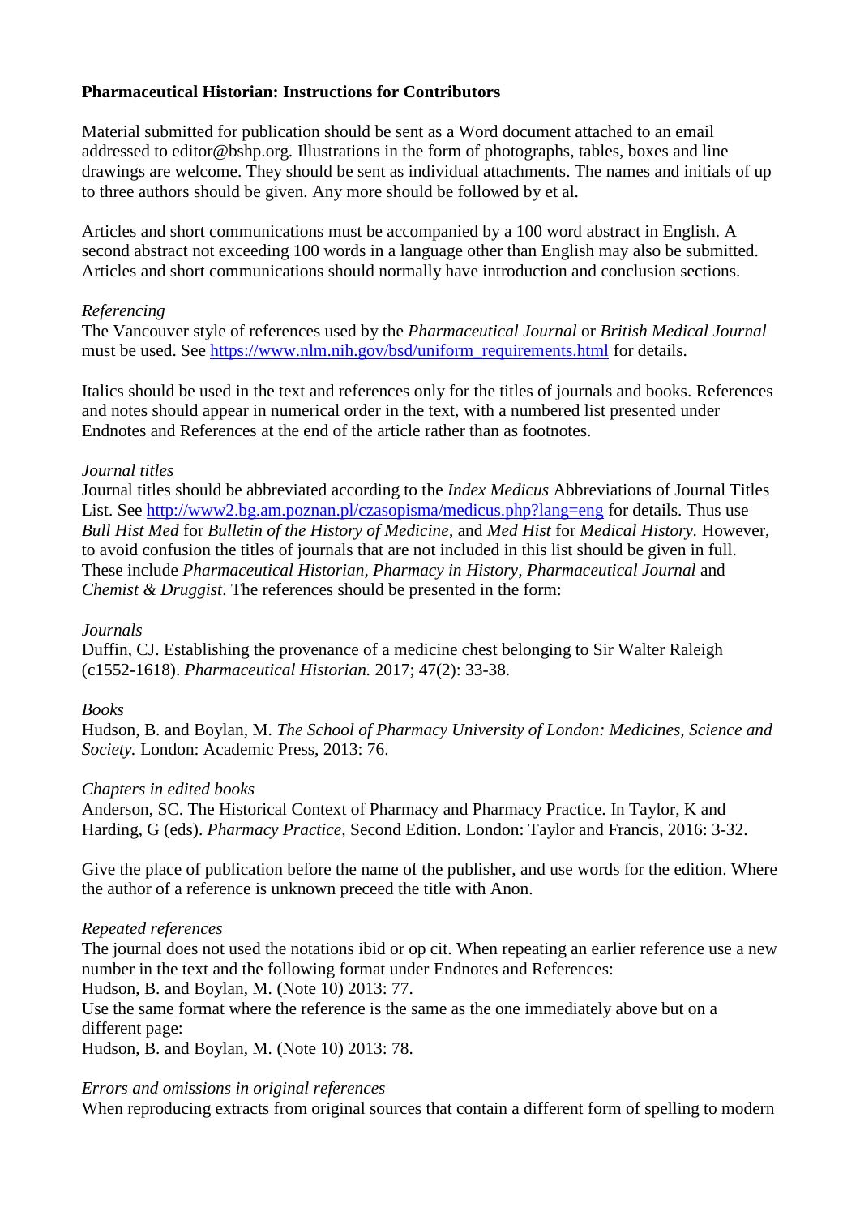**Pharmaceutical Historian: Instructions for Contributors**

Material submitted for publication should be sent as a Word document attached to an email addressed to editor@bshp.org. Illustrations in the form of photographs, tables, boxes and line drawings are welcome. They should be sent as individual attachments. The names and initials of up to three authors should be given. Any more should be followed by et al.

Articles and short communications must be accompanied by a 100 word abstract in English. A second abstract not exceeding 100 words in a language other than English may also be submitted. Articles and short communications should normally have introduction and conclusion sections.

*Referencing*
The Vancouver style of references used by the *Pharmaceutical Journal* or *British Medical Journal* must be used. See [https://www.nlm.nih.gov/bsd/uniform_requirements.html](https://www.nlm.nih.gov/bsd/uniform_requirements.html) for details.

Italics should be used in the text and references only for the titles of journals and books. References and notes should appear in numerical order in the text, with a numbered list presented under Endnotes and References at the end of the article rather than as footnotes.

*Journal titles*
Journal titles should be abbreviated according to the *Index Medicus* Abbreviations of Journal Titles List. See [http://www2.bg.am.poznan.pl/czasopisma/medicus.php?lang=eng](http://www2.bg.am.poznan.pl/czasopisma/medicus.php?lang=eng) for details. Thus use *Bull Hist Med* for *Bulletin of the History of Medicine*, and *Med Hist* for *Medical History.* However, to avoid confusion the titles of journals that are not included in this list should be given in full. These include *Pharmaceutical Historian, Pharmacy in History, Pharmaceutical Journal* and *Chemist & Druggist*. The references should be presented in the form:

*Journals*
Duffin, CJ. Establishing the provenance of a medicine chest belonging to Sir Walter Raleigh (c1552-1618). *Pharmaceutical Historian.* 2017; 47(2): 33-38.

*Books*
Hudson, B. and Boylan, M. *The School of Pharmacy University of London: Medicines, Science and Society.* London: Academic Press, 2013: 76.

*Chapters in edited books*
Anderson, SC. The Historical Context of Pharmacy and Pharmacy Practice. In Taylor, K and Harding, G (eds). *Pharmacy Practice,* Second Edition. London: Taylor and Francis, 2016: 3-32.

Give the place of publication before the name of the publisher, and use words for the edition. Where the author of a reference is unknown preceed the title with Anon.

*Repeated references*
The journal does not used the notations ibid or op cit. When repeating an earlier reference use a new number in the text and the following format under Endnotes and References:
Hudson, B. and Boylan, M. (Note 10) 2013: 77.
Use the same format where the reference is the same as the one immediately above but on a different page:
Hudson, B. and Boylan, M. (Note 10) 2013: 78.

*Errors and omissions in original references*
When reproducing extracts from original sources that contain a different form of spelling to modern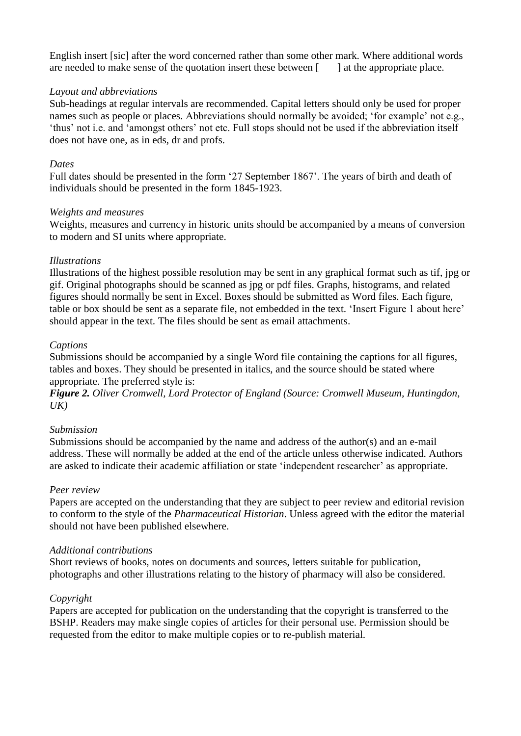English insert [sic] after the word concerned rather than some other mark. Where additional words are needed to make sense of the quotation insert these between [ ] at the appropriate place.

*Layout and abbreviations*
Sub-headings at regular intervals are recommended. Capital letters should only be used for proper names such as people or places. Abbreviations should normally be avoided; 'for example' not e.g., 'thus' not i.e. and 'amongst others' not etc. Full stops should not be used if the abbreviation itself does not have one, as in eds, dr and profs.

*Dates*
Full dates should be presented in the form '27 September 1867'. The years of birth and death of individuals should be presented in the form 1845-1923.

*Weights and measures*
Weights, measures and currency in historic units should be accompanied by a means of conversion to modern and SI units where appropriate.

*Illustrations*
Illustrations of the highest possible resolution may be sent in any graphical format such as tif, jpg or gif. Original photographs should be scanned as jpg or pdf files. Graphs, histograms, and related figures should normally be sent in Excel. Boxes should be submitted as Word files. Each figure, table or box should be sent as a separate file, not embedded in the text. 'Insert Figure 1 about here' should appear in the text. The files should be sent as email attachments.

*Captions*
Submissions should be accompanied by a single Word file containing the captions for all figures, tables and boxes. They should be presented in italics, and the source should be stated where appropriate. The preferred style is:
***Figure 2.*** *Oliver Cromwell, Lord Protector of England (Source: Cromwell Museum, Huntingdon, UK)*

*Submission*
Submissions should be accompanied by the name and address of the author(s) and an e-mail address. These will normally be added at the end of the article unless otherwise indicated. Authors are asked to indicate their academic affiliation or state 'independent researcher' as appropriate.

*Peer review*
Papers are accepted on the understanding that they are subject to peer review and editorial revision to conform to the style of the *Pharmaceutical Historian*. Unless agreed with the editor the material should not have been published elsewhere.

*Additional contributions*
Short reviews of books, notes on documents and sources, letters suitable for publication, photographs and other illustrations relating to the history of pharmacy will also be considered.

*Copyright*
Papers are accepted for publication on the understanding that the copyright is transferred to the BSHP. Readers may make single copies of articles for their personal use. Permission should be requested from the editor to make multiple copies or to re-publish material.